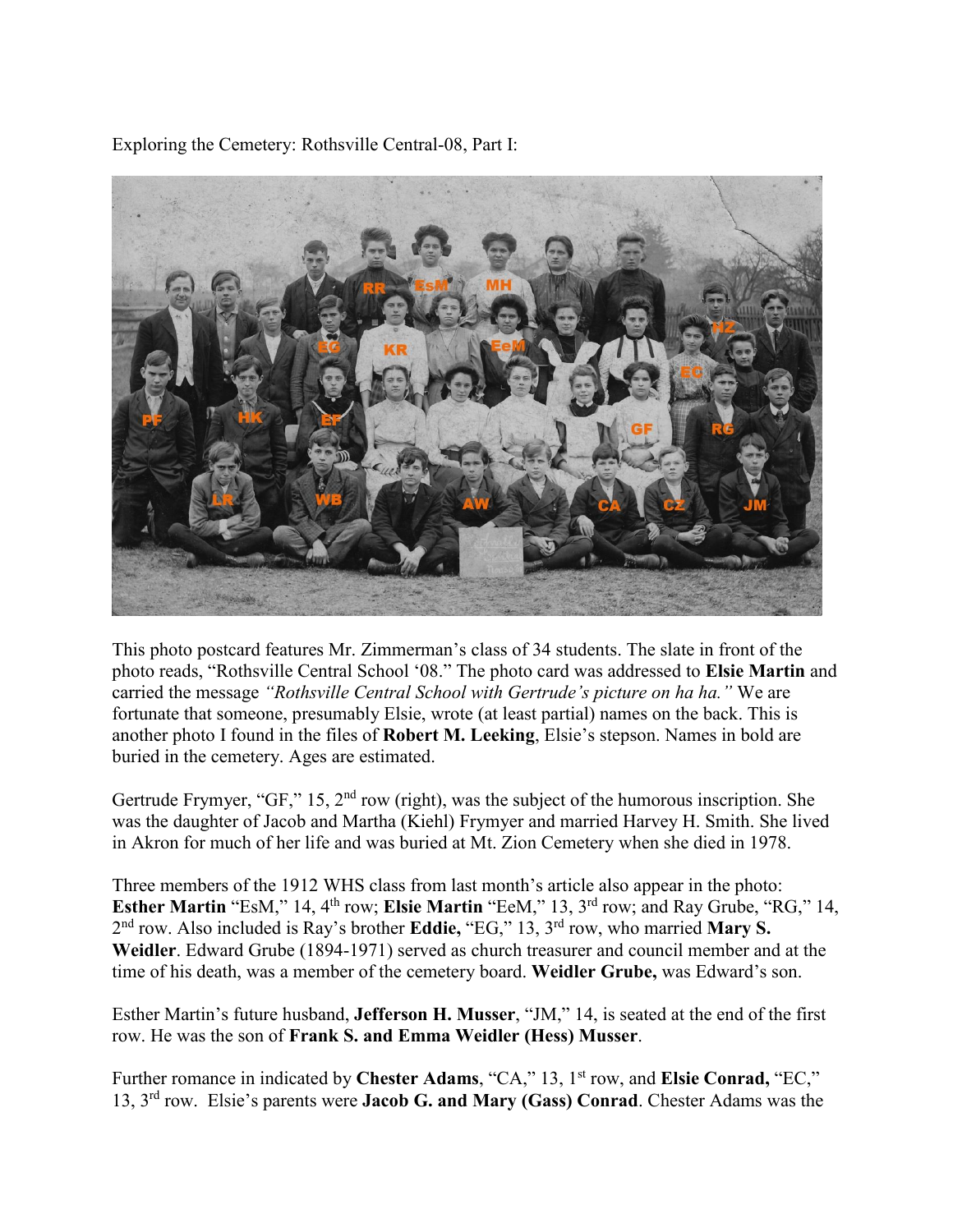Exploring the Cemetery: Rothsville Central-08, Part I:

This photo postcard features Mr. Zimmerman's class of 34 students. The slate in front of the photo reads, "Rothsville Central School '08." The photo card was addressed to **Elsie Martin** and carried the message *"Rothsville Central School with Gertrude's picture on ha ha."* We are fortunate that someone, presumably Elsie, wrote (at least partial) names on the back. This is another photo I found in the files of **Robert M. Leeking**, Elsie's stepson. Names in bold are buried in the cemetery. Ages are estimated.

Gertrude Frymyer, "GF," 15, 2nd row (right), was the subject of the humorous inscription. She was the daughter of Jacob and Martha (Kiehl) Frymyer and married Harvey H. Smith. She lived in Akron for much of her life and was buried at Mt. Zion Cemetery when she died in 1978.

Three members of the 1912 WHS class from last month's article also appear in the photo: **Esther Martin** "EsM," 14, 4th row; **Elsie Martin** "EeM," 13, 3rd row; and Ray Grube, "RG," 14, 2nd row. Also included is Ray's brother **Eddie,** "EG," 13, 3rd row, who married **Mary S. Weidler**. Edward Grube (1894-1971) served as church treasurer and council member and at the time of his death, was a member of the cemetery board. **Weidler Grube,** was Edward's son.

Esther Martin's future husband, **Jefferson H. Musser**, "JM," 14, is seated at the end of the first row. He was the son of **Frank S. and Emma Weidler (Hess) Musser**.

Further romance in indicated by **Chester Adams**, "CA," 13, 1st row, and **Elsie Conrad,** "EC," 13, 3rd row. Elsie's parents were **Jacob G. and Mary (Gass) Conrad**. Chester Adams was the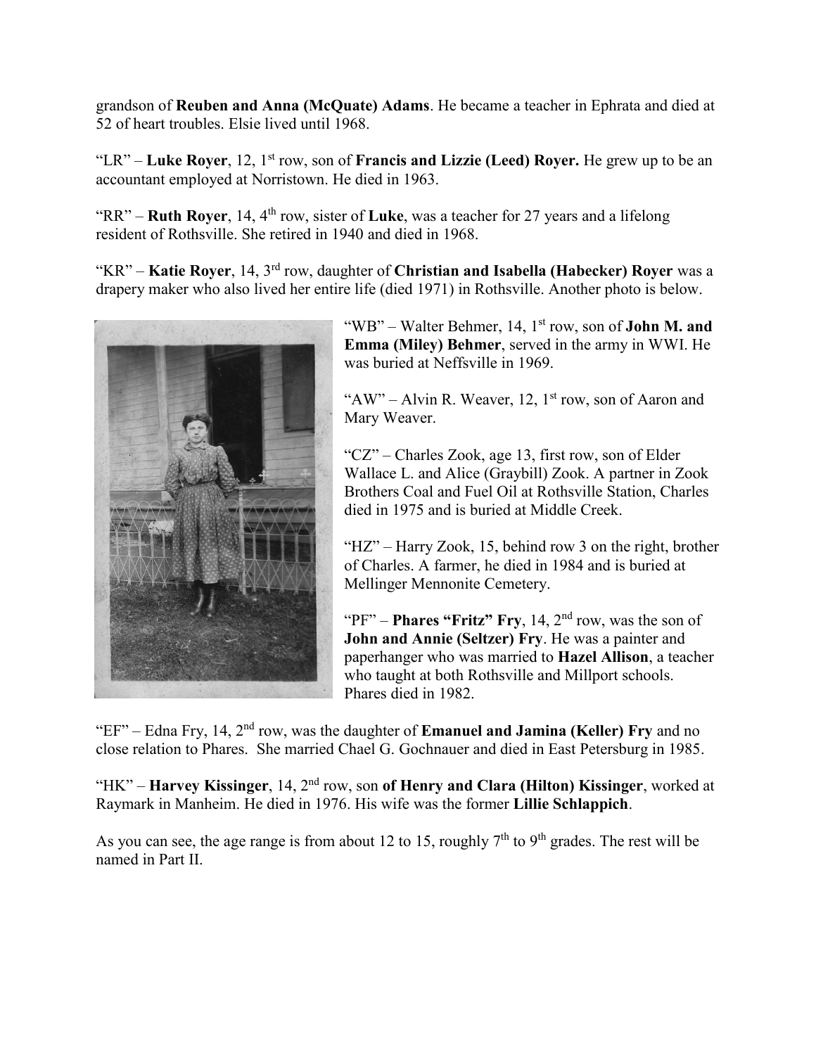grandson of **Reuben and Anna (McQuate) Adams**. He became a teacher in Ephrata and died at 52 of heart troubles. Elsie lived until 1968.

"LR" – **Luke Royer**, 12, 1st row, son of **Francis and Lizzie (Leed) Royer.** He grew up to be an accountant employed at Norristown. He died in 1963.

"RR" – **Ruth Royer**, 14, 4th row, sister of **Luke**, was a teacher for 27 years and a lifelong resident of Rothsville. She retired in 1940 and died in 1968.

"KR" – **Katie Royer**, 14, 3rd row, daughter of **Christian and Isabella (Habecker) Royer** was a drapery maker who also lived her entire life (died 1971) in Rothsville. Another photo is below.

"WB" – Walter Behmer, 14, 1st row, son of **John M. and Emma (Miley) Behmer**, served in the army in WWI. He was buried at Neffsville in 1969.

"AW" – Alvin R. Weaver, 12, 1st row, son of Aaron and Mary Weaver.

"CZ" – Charles Zook, age 13, first row, son of Elder Wallace L. and Alice (Graybill) Zook. A partner in Zook Brothers Coal and Fuel Oil at Rothsville Station, Charles died in 1975 and is buried at Middle Creek.

"HZ" – Harry Zook, 15, behind row 3 on the right, brother of Charles. A farmer, he died in 1984 and is buried at Mellinger Mennonite Cemetery.

"PF" – **Phares "Fritz" Fry**, 14, 2nd row, was the son of **John and Annie (Seltzer) Fry**. He was a painter and paperhanger who was married to **Hazel Allison**, a teacher who taught at both Rothsville and Millport schools. Phares died in 1982.

"EF" – Edna Fry, 14, 2nd row, was the daughter of **Emanuel and Jamina (Keller) Fry** and no close relation to Phares. She married Chael G. Gochnauer and died in East Petersburg in 1985.

"HK" – **Harvey Kissinger**, 14, 2nd row, son **of Henry and Clara (Hilton) Kissinger**, worked at Raymark in Manheim. He died in 1976. His wife was the former **Lillie Schlappich**.

As you can see, the age range is from about 12 to 15, roughly 7th to 9th grades. The rest will be named in Part II.